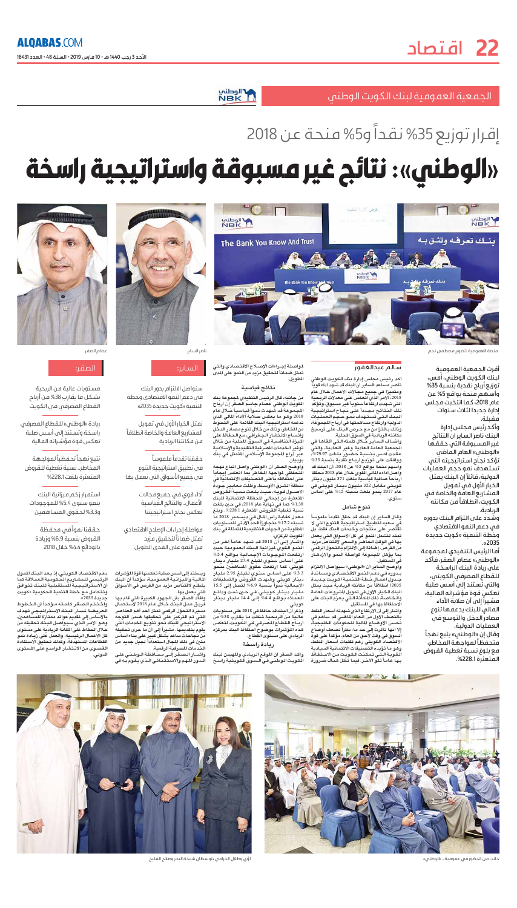الجمعية العمومية لبنك الكويت الوطني

إقرار توزيع 35% نقداً و5% منحة عن 2018

# «الوطني»: نتائج غير مسبوقة واستراتيجية راسخة

منصة العمومية | تصوير مصطفى نجم

ناصر الساير

عصام الصقر

أقرت الجمعية العمومية لبنك الكويت الوطني، أمس، توزيع أرباح نقدية بنسبة 35% وأسهم منحة بواقع 5% عن عام 2018، كما انتخبت مجلس إدارة جديدا لثلاث سنوات مقبلة.

وأكد رئيس مجلس إدارة البنك ناصر الساير إن النتائج غير المسبوقة التي حققها «الوطني» العام الماضي تؤكد نجاح استراتيجيته التي تستهدف نمو حجم العمليات الدولية، قائلاً إن البنك يمثل الخيار الأول في تمويل المشاريع العامة والخاصة في الكويت، انطلاقاً من مكانته الريادية.

وشدد على التزام البنك بدوره في دعم النمو الاقتصادي وخطة التنمية «كويت جديدة 2035».

أما الرئيس التنفيذي لمجموعة «الوطني» عصام الصقر، فأكد على ريادة «الوطني» للقطاع المصرفي الكويتي، والتي تستند إلى أسس صلبة تعكس قوة مؤشراته المالية، مشيراً إلى أن صلابة الأداء المالي للبنك يدعمها تنوع مصادر الدخل والتوسع في العمليات الدولية.

وقال إن «الوطني» يتبع نهجاً متحفظاً لمواجهة المخاطر، مع بلوغ نسبة تغطية القروض المتعثرة 228.1%.

**سالم عبدالغفور**

أكد رئيس مجلس إدارة بنك الكويت الوطني ناصر مساعد الساير أن البنك قد شهد أداء قوياً ومتميزاً في جميع مجالات الأعمال خلال عام 2018، الأمر الذي انعكس على معدلات الربحية التي شهدت ارتفاعاً سنوياً غير مسبوق، وتؤكد تلك النتائج مجدداً على نجاح استراتيجية البنك التي تستهدف نمو حجم العمليات الدولية وارتفاع مساهمتها في أرباح المجموعة، وذلك بالتزامن مع حرص البنك على ترسيخ مكانته الريادية في السوق المحلية.

وأضاف الساير خلال كلمته التي ألقاها في الجمعية العامة العادية وغير العادية، والتي عقدت أمس بنسبة حضور بلغت 79.97%، ووافقت على توزيع أرباح نقدية بنسبة 35% وأسهم منحة بواقع 5% عن 2018، أن البنك قد واصل أداءه المالي القوي خلال عام 2018 محققاً أرباحاً صافية قياسية بلغت 371 مليون دينار كويتي مقابل 322 مليون دينار كويتي في عام 2017 بنمو بلغت نسبته 15% على أساس سنوي.

## تنوع شامل

وقال الساير إن البنك قد حقق تقدماً ملموساً في سعيه لتطبيق استراتيجية التنوع التي لا تقتصر على منتجات وخدمات البنك فقط، بل تمتد لتشمل التنوع في كل الأسواق التي يعمل بها في الوقت الحاضر والسعي لاقتناص مزيد من الفرص، إضافة إلى الابتكار والتحول الرقمي بما يؤهل المجموعة لمواصلة النمو والازدهار في المستقبل.

وأوضح الساير أن «الوطني» سيواصل الالتزام بدوره في دعم النمو الاقتصادي ومساندة جدول أعمال خطة التنمية «كويت جديدة 2035» انطلاقاً من مكانته الريادية حيث يمثل البنك الخيار الأول في تمويل المشروعات العامة والخاصة، التي يعتزم البنك على الاحتفاظ بها في المستقبل.

وأشار إلى أن الارتفاع الذي شهدته أسعار النفط بالنصف الأول من العام الماضي قد ساهم في تحسن الأوضاع المالية للحكومات الخليجية، إلا أنها تأثرت إلى حد ما، نظراً لضعف أوضاع السوق في وقت لاحق من العام مؤكداً على قوة الاقتصاد الكويتي رغم تقلبات أسعار النفط، وهو ما تؤيده التصنيفات الائتمانية السيادية القوية التي تمكنت الكويت من الاحتفاظ بها عاماً تلو الآخر، فيما تظل هناك ضرورة لمواصلة إجراءات الإصلاح الاقتصادي والتي تمثل ضماناً لتحقيق مزيد من النمو على المدى الطويل.

## نتائج قياسية

من جانبه، قال الرئيس التنفيذي لمجموعة بنك الكويت الوطني عصام جاسم الصقر إن أرباح المجموعة قد شهدت نمواً قياسياً خلال عام 2018 وهو ما يعكس صلابة الأداء المالي الذي تدعمه استراتيجية البنك القائمة على التحوط من المخاطر، وذلك من خلال تنوع مصادر الدخل واتساع الانتشار الجغرافي، مع الحفاظ على الميزة التنافسية في السوق المحلية من خلال توفير الخدمات المصرفية التقليدية والإسلامية عبر ذراع المجموعة الإسلامي المتمثل في بنك بوبيان.

وأوضح الصقر أن «الوطني» واصل اتباع نهجه المتحفظ لمواجهة المخاطر بما انعكس إيجاباً على احتفاظه بأعلى التصنيفات الائتمانية في منطقة الشرق الأوسط وتقلبت معايير جودة الأصول قوية، حيث بلغت نسبة القروض المتعثرة من إجمالي المحفظة الائتمانية للبنك 1.38% كما في نهاية عام 2018، في حين بلغت نسبة تغطية القروض المتعثرة 228.1%. وبلغ معدل كفاية رأس المال في ديسمبر 2018 ما نسبته 17.2% متجاوزاً الحد الأدنى للمستويات المطلوبة من الجهات التنظيمية المتمثلة في بنك الكويت المركزي.

وأشار إلى أن 2018 قد شهد عاماً آخر من النمو القوي لميزانية البنك العمومية حيث ارتفعت الموجودات الإجمالية بواقع 5.4% على أساس سنوي لتبلغ 27.4 مليار دينار كويتي، كما ارتفعت حقوق المساهمين بنحو 3.3% على أساس سنوي لتبلغ 2.95 مليار دينار كويتي وشهدت القروض والتسليفات الإجمالية نمواً بنسبة 6.9% لتصل إلى 15.5 مليار دينار كويتي في حين نمت ودائع العملاء بواقع 4.4% إلى 14.4 مليار دينار كويتي.

وذكر أن البنك قد حافظ في 2018 على مستويات عالية من الربحية شكلت ما يقارب 38% من أرباح القطاع المصرفي في الكويت، لتعكس هذه المؤشرات بوضوح احتفاظ البنك بمركزه الريادي على مستوى القطاع.

## ريادة راسخة

وأكد الصقر أن الموقع الريادي والمهيمن لبنك الكويت الوطني في السوق الكويتية راسخ ويستند إلى أسس صلبة تعكسها قوة المؤشرات المالية والميزانية العمومية، مؤكداً أن البنك يتطلع لاقتناص مزيد من الفرص في الأسواق التي يعمل بها.

وأفاد الصقر بأن الجهود الكبيرة التي قام بها فريق عمل البنك خلال عام 2018 لاستكمال مسيرة التحول الرقمي تمثل أحد أهم العناصر التي تم التركيز على تحقيقها ضمن التوجه الاستراتيجي للبنك نحو تنويع الخدمات التي يقوم بتقديمها، مشيراً إلى أن ما جرى تحقيقه من نجاحات ساعد بشكل كبير على بناء أساس متين في ذلك المجال استعداداً لجيل جديد من الخدمات المصرفية الرقمية.

وأشار الصقر إلى محافظة الوطني على الدور المهم والاستثنائي الذي يقوم به في دعم الاقتصاد الكويتي، إذ يعد البنك الممول الرئيسي للمشاريع الحكومية العملاقة كما أن الاستراتيجية المستقبلية للبنك تتوافق وتتكامل مع خطة التنمية الحكومية «كويت جديدة 2035».

واختتم الصقر كلمته مؤكداً أن الخطوط العريضة لمسار البنك الاستراتيجي تهدف بالأساس إلى تقديم عوائد ممتازة للمساهمين، وهو الأمر الذي سيواصل البنك تحقيقه من خلال الحفاظ على المكانة الريادية على مستوى كل الأعمال الرئيسية، والعمل على زيادة نمو القطاعات المستهدفة، وكذلك تحقيق الاستفادة القصوى من الانتشار الواسع على المستوى الدولي.

### الساير:

- سنواصل الالتزام بدور البنك في دعم النمو الاقتصادي وخطة التنمية «كويت جديدة 2035»
- نمثل الخيار الأول في تمويل المشاريع العامة والخاصة انطلاقاً من مكانتنا الريادية
- حققنا تقدماً ملموساً في تطبيق استراتيجية التنوع في جميع الأسواق التي نعمل بها
- أداء قوي في جميع مجالات الأعمال.. والنتائج القياسية تعكس نجاح استراتيجيتنا
- مواصلة إجراءات الإصلاح الاقتصادي تمثل ضماناً لتحقيق مزيد من النمو على المدى الطويل

### الصقر:

- مستويات عالية من الربحية تشكل ما يقارب 38% من أرباح القطاع المصرفي في الكويت
- ريادة «الوطني» للقطاع المصرفي راسخة وتستند إلى أسس صلبة تعكس قوة مؤشراته المالية
- نتبع نهجاً تحفظياً لمواجهة المخاطر.. نسبة تغطية للقروض المتعثرة بلغت 228.1%
- استمرار زخم ميزانية البنك بنمو سنوي 5.4% للموجودات و3.3% لحقوق المساهمين
- حققنا نمواً في محفظة القروض بنسبة 6.9% وزيادة بالودائع 4.4% خلال 2018

جانب من الحضور في عمومية «الوطني»

لؤي وطلال الخرافي يتوسطان شيخة البحر وصلاح الفليج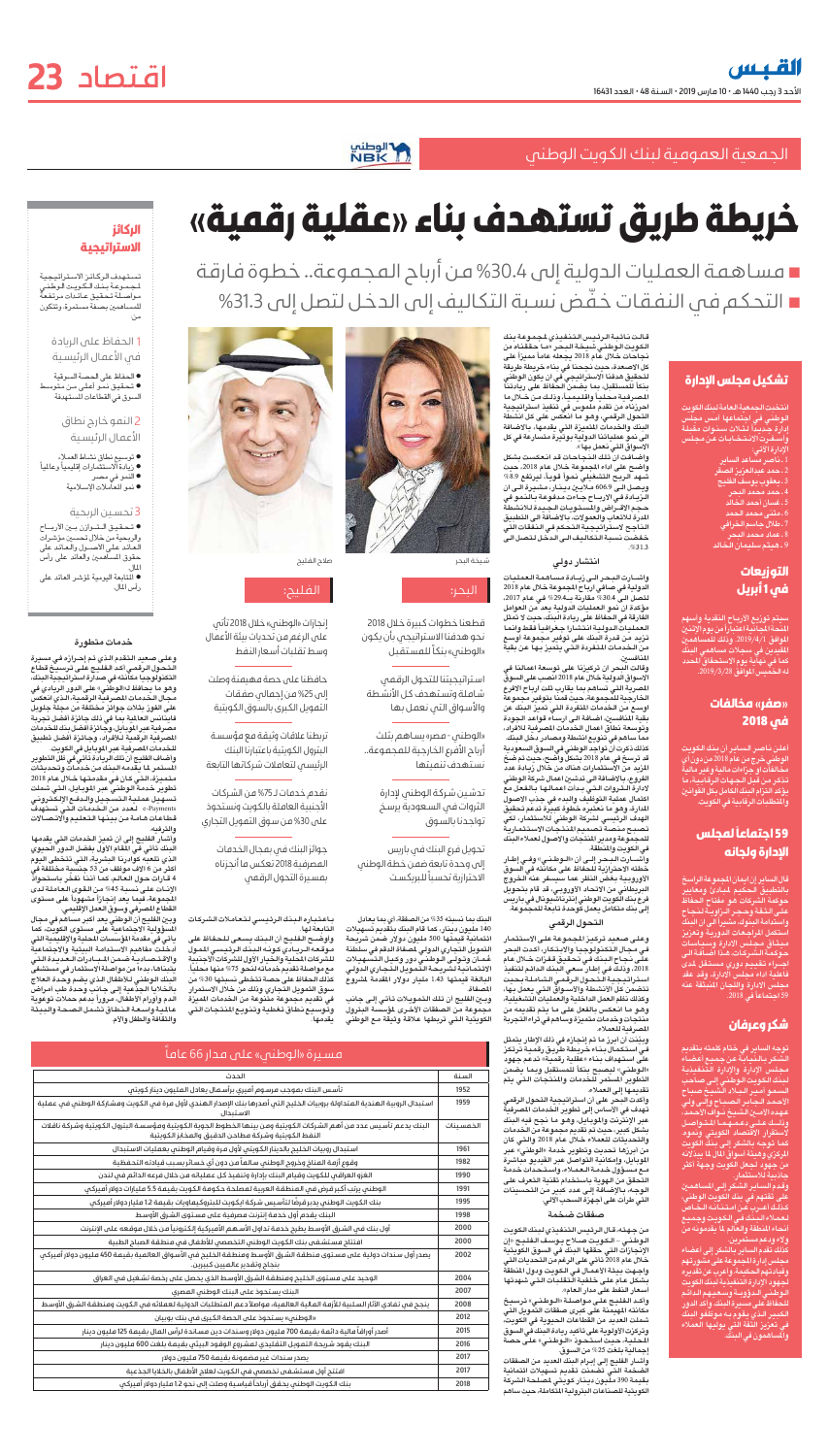# خريطة طريق تستهدف بناء «عقلية رقمية»

## الجمعية العمومية لبنك الكويت الوطني

■ مساهمة العمليات الدولية إلى 30.4% من أرباح المجموعة.. خطوة فارقة
■ التحكم في النفقات خفّض نسبة التكاليف إلى الدخل لتصل إلى 31.3%

قالت نائبة الرئيس التنفيذي لمجموعة بنك الكويت الوطني شيخة البحر «ما حققناه من نجاحات خلال عام 2018 يجعله عاماً مميزاً على كل الأصعدة، حيث نجحنا في بناء خريطة طريق لتحقيق هدفنا الاستراتيجي في أن يكون الوطني بنكاً للمستقبل، بما يضمن الحفاظ على ريادتنا المصرفية محلياً وإقليمياً، وذلك من خلال ما أحرزناه من تقدم ملموس في تنفيذ استراتيجية التحول الرقمي، وهو ما انعكس على كل أنشطة البنك والخدمات المتميزة التي يقدمها، بالإضافة إلى نمو عملياتنا الدولية بوتيرة متسارعة في كل الأسواق التي نعمل بها».

وأضافت ان تلك النجاحات قد انعكست بشكل واضح على أداء المجموعة خلال عام 2018، حيث شهد الربح التشغيلي نمواً قوياً، ليرتفع 8.9% ويصل إلى 606.9 ملايين دينار، مشيرة الى ان الزيادة في الأرباح جاءت مدفوعة بالنمو في حجم الإقراض والمستويات الجيدة للأنشطة المدرة للأتعاب والعمولات، بالإضافة الى التطبيق الناجح لاستراتيجية التحكم في النفقات التي خفضت نسبة التكاليف الى الدخل لتصل الى 31.3%.

### انتشار دولي

وأشارت البحر الى زيادة مساهمة العمليات الدولية في صافي أرباح المجموعة خلال عام 2018 لتصل إلى 30.4% مقارنة بـ 29.2% في عام 2017، مؤكدة ان نمو العمليات الدولية يعد من العوامل الفارقة في الحفاظ على ريادة البنك، حيث ان تمتلك العمليات الدولية انتشاراً جغرافياً فقط واتساع تزيد من قدرة البنك على توفير مجموعة أوسع من الخدمات المتفردة التي يتميز بها عن بقية المنافسين.

وقالت البحر ان تركيزنا على توسعة أعمالنا في الأسواق الواعدة خلال عام 2018 انعكس على السوق المصرية التي تساهم بما يقارب ثلث أرباح الأفرع الخارجية للمجموعة، حيث قمنا بتوفير مجموعة أوسع من الخدمات المتفردة التي تميز البنك عن بقية المنافسين إضافة الى إرسائه قواعد الجودة وتوسعة نطاق أعمال الخدمات المصرفية للأفراد، مما ساهم في تنويع أنشطة ومصادر دخل البنك.

كذلك ذكرت ان توجه الوطني في السوق السعودية قد ترسخ في عام 2018 بشكل واضح، حيث تم فتح المزيد من الاستثمارات هناك من خلال زيادة عدد الفروع، بالإضافة الى تدشين أعمال شركة الوطني لإدارة الثروات في سوق المملكة العربية السعودية، وهو ما يعكس المكانة القوية للبنك في السوق ويؤكد الثقة التي نتمتع بها كأحد أبرز البنوك في المنطقة. وحدد مبدأ التطوير والتنويع في سائر أسواقنا بإطلاق «إن بي كيه كابيتال» لتكون ذراعنا الاستثمارية لقيادة أنشطة إدارة الأصول المستدامة ومدير للاستثمارات البديلة وتطوير محفظة من المنتجات والأصول لعملاء البنك في الكويت والمنطقة.

وأشارت البحر الى ان «الوطني» وفي إطار خطته الاحترازية للحفاظ على مكانته في السوق الأوروبية بعض النظر عما سيسفر عنه الخروج البريطاني من الاتحاد الأوروبي، قد قام بتحويل فرع بنك الكويت الوطني إنترناشيونال في باريس إلى بنك متكامل يعمل كوحدة تابعة للمجموعة.

### التحول الرقمي

وعلى صعيد تركيز المجموعة على الاستثمار في مجال التكنولوجيا والابتكار، أكدت البحر على نجاح البنك في تحقيق قفزات خلال عام 2018، وذلك في إطار سعي البنك الدائم لتنفيذ استراتيجية التحول الرقمي الشاملة بحيث تتضمن كل الأنشطة والأسواق التي يعمل بها، وكذلك تنظم العمل الداخلية والعمليات التشغيلية، وهو ما انعكس بالفعل على ما يتم تقديمه من منتجات وخدمات متميزة وساهم في ثراء التجربة المصرفية للعملاء.

وبينت ان ابرز ما تم إنجازه في ذلك الإطار يتمثل في استكمال بناء خريطة طريق رقمية ترتكز على استهداف بناء «عقلية رقمية» تدعم جهود «الوطني» ليصبح بنكاً للمستقبل وبما يضمن التطوير المستمر للخدمات والمنتجات التي يتم تقديمها إلى العملاء.

وأكدت البحر على ان استراتيجية التحول الرقمي تهدف في الأساس الى تطوير الخدمات المصرفية عبر الإنترنت والموبايل، وهو ما نجح فيه البنك بشكل كبير، حيث تم تقديم مجموعة من الخدمات والحلول للعملاء خلال عام 2018 والتي كان من أبرزها تجديد وتطوير خدمة «الوطني» عبر الموبايل، وإمكانية التواصل عبر الفيديو مباشرة مع مسؤول خدمة العملاء، واستحداث خدمة تحقق الهوية والتي تعتمد تقنية التعرف على الوجه، بالإضافة إلى عدد كبير من التحسينات التي طرأت على أجهزة السحب الآلي.

### صفقات ضخمة

من جهته، قال الرئيس التنفيذي لبنك الكويت الوطني - الكويت صلاح يوسف الفليج «إن الإنجازات التي حققها البنك في السوق الكويتية خلال عام 2018 تأتي على الرغم من التحديات التي واجهت بيئة الأعمال في الكويت ودول المنطقة بشكل عام على خلفية التقلبات التي شهدتها أسعار النفط على مدار العام».

وأكد الفليج على مواصلة «الوطني» ترسيخ مكانته المهيمنة على كبرى صفقات التمويل التي شملت العديد من القطاعات الحيوية في الكويت، وترجمت الأرقام الحصة السوقية التي يستحوذ عليها «الوطني» في السوق حيث استحوذ «الوطني» على حصة إجمالية بلغت 25% من السوق.

وأشار الفليج إلى إبرام البنك العديد من الصفقات الضخمة التي تضمنت تقديم تسهيلات ائتمانية بقيمة 390 مليون دينار كويتي لمصلحة الشركة الكويتية للصناعات البترولية المتكاملة، حيث ساهم البنك بما نسبته 35% من الصفقة، أي بما يعادل 140 مليون دينار، كما قام البنك بتقديم تسهيلات ائتمانية قيمتها 500 مليون دولار ضمن شريحة التمويل التجاري الدولي لمصلحة الدقم في سلطنة عمان وتولى الوطني دور وكيل التسهيلات الائتمانية لشريحة التمويل التجاري الدولي البالغة قيمتها 1.43 مليار دولار المقدمة لمشروع المصفاة.

وبين الفليج ان تلك التحولات تأتي إلى جانب مجموعة من الصفقات الأخرى لمؤسسة البترول الكويتية التي تربطها علاقة وثيقة مع الوطني باعتباره البنك الرئيسي لتعاملات الشركات التابعة لها.

وأوضح الفليج ان البنك يسعى للحفاظ على موقعه الريادي كونه البنك الأكبر في التمويل للشركات المحلية والخيار الأول للشركات الأجنبية مع مواصلة تقديم خدماته لنحو 75% منها محلياً، كذلك الحفاظ على حصة تخطى نسبتها 30% من سوق التمويل التقليدي وذلك من خلال الاستمرار في تقديم مجموعة من الحلول المصرفية المتميزة وتوسيع نطاق تغطية وتنويع المنتجات التي يقدمها.

### خدمات متطورة

وعلى صعيد التقدم الذي تم إحرازه في مسيرة التحول الرقمي أكد الفليج ان استراتيجية البنك للتحول الرقمي تستهدف بالمقام الأول قطاع التكنولوجيا مكانته في صدارة البنوك المحلية، وهو ما حافظ لـ«الوطني» على الدور الريادي في مجال الخدمات المصرفية الرقمية، الذي انعكس على الفوز بثلاث جوائز مختلفة من مجلة جلوبل فاينانس العالمية بما في ذلك جائزة أفضل تجربة مصرفية عبر الموبايل، وجائزة أفضل بنك للخدمات المصرفية الرقمية للأفراد، وجائزة أفضل تطبيق للخدمات المصرفية عبر الموبايل في الكويت.

وأضاف الفليج أن البنك قد قام خلال عام 2018 بتطوير خدمة «الوطني عبر الموبايل» التي تمثل تسهيل عملية التسجيل والدفع الإلكتروني لعدد من الخدمات e-Payments التي تستهدف قطاعات هامة من بينها التعليم والاتصالات والضيافة.

وأشار الفليج إلى تميز الخدمات التي يقدمها البنك ثاني في المقام الأول بفضل الدور الحيوي الذي تلعبه كوادرنا البشرية التي تتخطى اليوم أكثر من 6 آلاف موظف من 53 جنسية مختلفة في 4 قارات حول العالم، كما أننا نفخر باستحواذ الإناث على نسبة 45% من القوى العاملة لدى المجموعة، فيما يعد إنجازاً مشهوداً على مستوى القطاع المصرفي وسوق العمل الإقليمي.

وبين الفليج ان الوطني يعد أكبر مساهم في مجال المسؤولية الاجتماعية على مستوى الكويت، كما يأتي في مقدمة المؤسسات المحلية والإقليمية التي أدخلت مفاهيم الاستدامة البيئية والاجتماعية والاقتصادية ضمن المبادرات الجديدة التي يتبناها، بدءاً من مواصلة الاستثمار في مستشفى البنك الوطني للأطفال الذي يضم وحدة العلاج بالخلايا الجذعية إلى جانب وحدة علاج أمراض الدم وأورام الأطفال، مروراً بدعم حملات توعوية هامة واسعة النطاق تشمل الصحة والبيئة والثقافة والطفل والأم.

### شيخة البحر

**البحر:**

قطعنا خطوات كبيرة خلال 2018 نحو هدفنا الاستراتيجي بأن يكون «الوطني» بنكاً للمستقبل

استراتيجيتنا للتحول الرقمي شاملة وتستهدف كل الأنشطة والأسواق التي نعمل بها

«الوطني - مصر» يساهم بثلث أرباح الأفرع الخارجية للمجموعة.. نستهدف تنميتها

تدشين شركة الوطني لإدارة الثروات في السعودية يرسخ تواجدنا بالسوق

تحويل فرع البنك في باريس إلى وحدة تابعة ضمن خطة الوطني الاحترازية تحسباً للبريكست

### صلاح الفليج

**الفليج:**

إنجازات «الوطني» خلال 2018 تأتي على الرغم من تحديات بيئة الأعمال وسط تقلبات أسعار النفط

حافظنا على حصة مهيمنة وصلت إلى 25% من إجمالي صفقات التمويل الكبرى بالسوق الكويتية

تربطنا علاقات وثيقة مع مؤسسة البترول الكويتية باعتبارنا البنك الرئيسي لتعاملات شركاتها التابعة

نقدم خدمات لـ 75% من الشركات الأجنبية العاملة بالكويت ونستحوذ على 30% من سوق التمويل التجاري

جوائز البنك في مجال الخدمات المصرفية 2018 تعكس ما أنجزناه بمسيرة التحول الرقمي

## مسيرة «الوطني» على مدار 66 عاماً

| السنة | الحدث |
|---|---|
| 1952 | تأسس البنك بموجب مرسوم أميري برأسمال يعادل المليون دينار كويتي |
| 1959 | استبدال الروبية الهندية المتداولة بروبيات الخليج التي أصدرها بنك الإصدار الهندي لأول مرة في الكويت ومشاركة الوطني في عملية الاستبدال |
| الخمسينات | البنك يدعم تأسيس عدد من أهم الشركات الكويتية ومن بينها الخطوط الجوية الكويتية ومؤسسة البترول الكويتية وشركة ناقلات النفط الكويتية وشركة مطاحن الدقيق والمخابز الكويتية |
| 1961 | استبدال روبيات الخليج بالدينار الكويتي لأول مرة وقيام الوطني بعمليات الاستبدال |
| 1982 | وقوع أزمة المناخ وخروج الوطني سالماً من دون أي خسائر بسبب قيادته التحفظية |
| 1990 | الغزو العراقي للكويت وقيام البنك بإدارة وتنفيذ كل عملياته من خلال فرعه الدائم في لندن |
| 1991 | الوطني يرتب أكبر قرض في المنطقة العربية لمصلحة حكومة الكويت بقيمة 5.5 مليارات دولار أمريكي |
| 1995 | بنك الكويت الوطني يدرج قرضاً للبتروكيماويات بقيمة 1.2 مليار دولار أمريكي |
| 1998 | البنك يقدم أول خدمة إنترنت مصرفية على مستوى الشرق الأوسط |
| 2000 | أول بنك في الشرق الأوسط يطرح خدمة تداول الأسهم الأمريكية إلكترونياً من خلال موقعه على الإنترنت |
| 2000 | افتتاح مستشفى بنك الكويت الوطني التخصصي للأطفال في منطقة الصباح الطبية |
| 2002 | يصدر أول سندات دولية على مستوى منطقة الشرق الأوسط ومنطقة الخليج في الأسواق العالمية بقيمة 450 مليون دولار أمريكي بنجاح وتقدير عالميين كبيرين. |
| 2004 | الوجود على مستوى الخليج ومنطقة الشرق الأوسط الذي يحصل على رخصة تشغيل في العراق |
| 2007 | البنك يستحوذ على البنك الوطني المصري |
| 2008 | ينجح في تفادي الآثار السلبية للأزمة المالية العالمية، مواصلاً دعم المتطلبات الدولية لعملائه في الكويت ومنطقة الشرق الأوسط |
| 2012 | «الوطني» يستحوذ على الحصة الكبرى في بنك بوبيان |
| 2015 | أصدر أوراقاً مالية دائمة بقيمة 700 مليون دولار وسندات دين مساندة لرأس المال بقيمة 125 مليون دينار |
| 2016 | البنك يقوم بشريحة التمويل لمشروع الوقود البيئي بقيمة بلغت 600 مليون دينار |
| 2017 | يصدر سندات غير مضمونة بقيمة 750 مليون دولار |
| 2017 | افتتح أول مستشفى تخصصي في الكويت لعلاج الأطفال بالخلايا الجذعية |
| 2018 | بنك الكويت الوطني يحقق أرباحاً قياسية وصلت إلى نحو 1.2 مليار دولار أمريكي |

## تشكيل مجلس الإدارة

انتخبت الجمعية العامة لبنك الكويت الوطني في اجتماعها أمس مجلس إدارة جديداً لثلاث سنوات مقبلة وأسفرت الانتخابات عن مجلس الإدارة الآتي:

1. ناصر مساعد الساير
2. حمد عبدالعزيز الصقر
3. يعقوب يوسف الفليج
4. حمد محمد البحر
5. غسان أحمد الخالد
6. علي محمد الجمعة
7. طلال جاسم الخرافي
8. عماد محمد البحر
9. هيثم سليمان الخالد

## التوزيعات في 1 أبريل

سيتم توزيع الأرباح النقدية وأسهم المنحة المجانية اعتباراً من يوم الإثنين الموافق 2019/4/1، وذلك للمساهمين المقيدين في سجلات مساهمي البنك كما في نهاية يوم الاستحقاق المحدد له الخميس الموافق 2019/3/28.

## «صفر» مخالفات في 2018

كشف ناصر الساير أن بنك الكويت الوطني خرج من عام 2018 من دون أي مخالفات أو جزاءات مالية وغير مالية تذكر من قبل الجهات الرقابية، ما يؤكد التزام البنك الكامل بكل القوانين والمتطلبات الرقابية في الكويت.

## 59 اجتماعاً لمجلس الإدارة ولجانه

قال الساير إن إيمان المجموعة الراسخ بالتطبيق الحكيم لمبادئ ومعايير حوكمة الشركات هو مفتاح الحفاظ على مكانتها وحجر الزاوية لنجاح واستدامة البنوك، مشيراً إلى أن البنك استكمل المراجعات الدورية وتعزيز ميثاق مجلس الإدارة وسياسات حوكمة الشركات، هذا إضافة الى إجراء تقييم دوري مستقل لمدى تطبيق مبادئ الحوكمة وفعالية أداء مجلس الإدارة، وقد عقد مجلس الإدارة واللجان المنبثقة عنه 59 اجتماعاً في 2018.

## شكر وعرفان

توجه الساير في ختام كلمته بتقديم الشكر بالأصالة عن جميع أعضاء مجلس الإدارة والإدارة التنفيذية لبنك الكويت الوطني إلى صاحب السمو أمير البلاد الشيخ صباح الأحمد الجابر الصباح وإلى ولي عهده الأمين الشيخ نواف الأحمد، وإلى سمو رئيس مجلس الوزراء الشيخ جابر المبارك على دعمهم المتواصل لاستقرار الاقتصاد الكويتي ونمو هذا البنك، كما توجه بالشكر إلى بنك الكويت المركزي وهيئة أسواق المال على جهودهم في التطوير والمحافظة على سمعة الكويت التي تمضي قدماً إلى أعلى المستويات، وقدم الساير الشكر إلى المساهمين على ثقتهم في بنك الكويت الوطني، كذلك عبر عن امتنانه الخاص لعملاء البنك في الكويت وجميع أنحاء المنطقة والعالم لما يقدمونه من ولاء ودعم مستمرين.

كما تقدم الساير بالشكر إلى أعضاء مجلس الإدارة والمجموعة على مشورتهم وقيادتهم الحكيمة، وأعرب عن تقديره لجهود الإدارة التنفيذية لبنك الكويت الوطني الدؤوبة وسعيهم الدائم للحفاظ على مسيرة البنك وأكد تقدير الكبير لجميع موظفي البنك بلا استثناء في تعزيز الثقة التي يوليها العملاء والمساهمون في البنك.

## الركائز الاستراتيجية

تستهدف الركائز الاستراتيجية لمجموعة بنك الكويت الوطني مواصلة تحقيق عائدات مرتفعة للمساهمين بصفة مستمرة، وتتكون من:

### 1 الحفاظ على الريادة في الأعمال الرئيسية

- الحفاظ على الحصة السوقية
- تحقيق نمو أعلى من متوسط السوق في القطاعات المستهدفة

### 2 النمو خارج نطاق الأعمال الرئيسية

- توسيع نطاق نشاط العملاء
- زيادة الاستثمارات إقليمياً وعالمياً
- النمو في مصر
- نمو الخدمات الإسلامية

### 3 تحسين الربحية

- تحقيق التوازن بين الأرباح والربحية من خلال تحسين مؤشرات العائد على الأصول والعائد على حقوق المساهمين والعائد على رأس المال
- المتابعة اليومية لمؤشر العائد على رأس المال